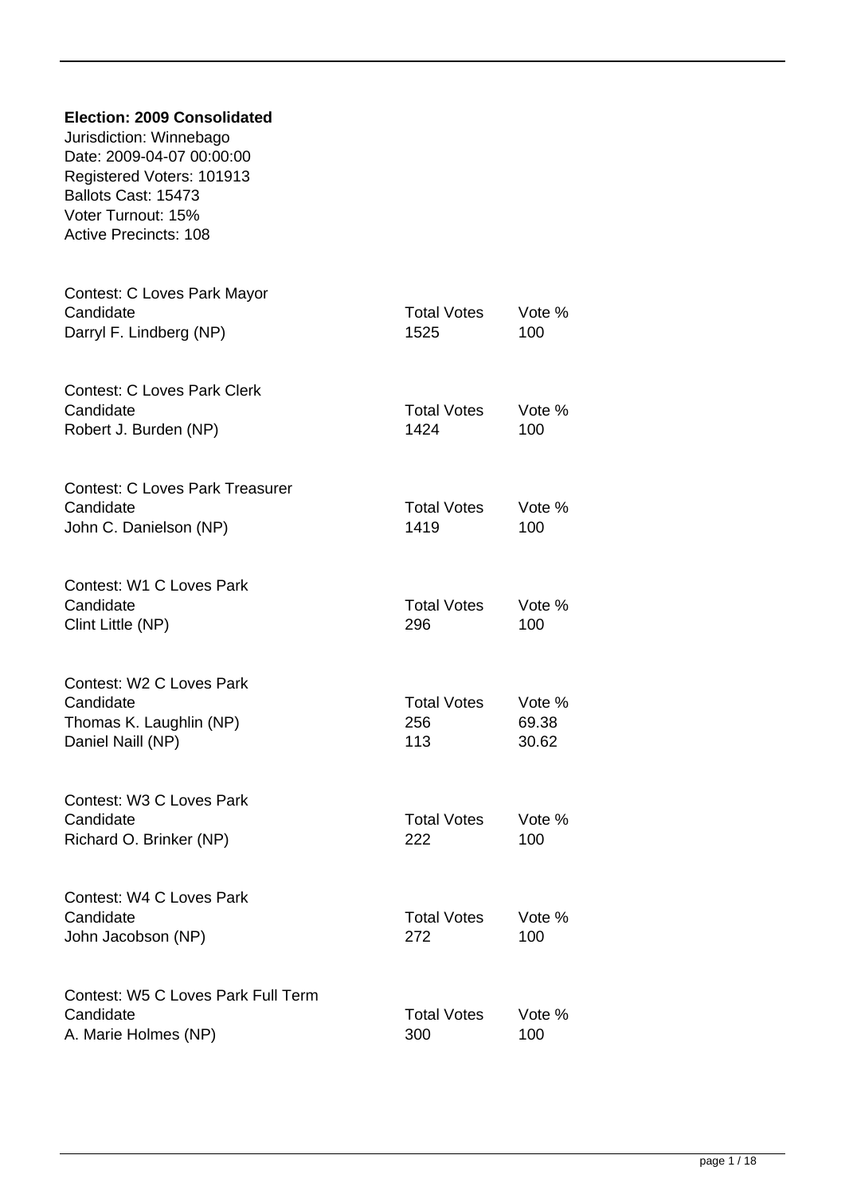**Election: 2009 Consolidated**

Jurisdiction: Winnebago
Date: 2009-04-07 00:00:00
Registered Voters: 101913
Ballots Cast: 15473
Voter Turnout: 15%
Active Precincts: 108

Contest: C Loves Park Mayor

| Candidate | Total Votes | Vote % |
|---|---|---|
| Darryl F. Lindberg (NP) | 1525 | 100 |

Contest: C Loves Park Clerk

| Candidate | Total Votes | Vote % |
|---|---|---|
| Robert J. Burden (NP) | 1424 | 100 |

Contest: C Loves Park Treasurer

| Candidate | Total Votes | Vote % |
|---|---|---|
| John C. Danielson (NP) | 1419 | 100 |

Contest: W1 C Loves Park

| Candidate | Total Votes | Vote % |
|---|---|---|
| Clint Little (NP) | 296 | 100 |

Contest: W2 C Loves Park

| Candidate | Total Votes | Vote % |
|---|---|---|
| Thomas K. Laughlin (NP) | 256 | 69.38 |
| Daniel Naill (NP) | 113 | 30.62 |

Contest: W3 C Loves Park

| Candidate | Total Votes | Vote % |
|---|---|---|
| Richard O. Brinker (NP) | 222 | 100 |

Contest: W4 C Loves Park

| Candidate | Total Votes | Vote % |
|---|---|---|
| John Jacobson (NP) | 272 | 100 |

Contest: W5 C Loves Park Full Term

| Candidate | Total Votes | Vote % |
|---|---|---|
| A. Marie Holmes (NP) | 300 | 100 |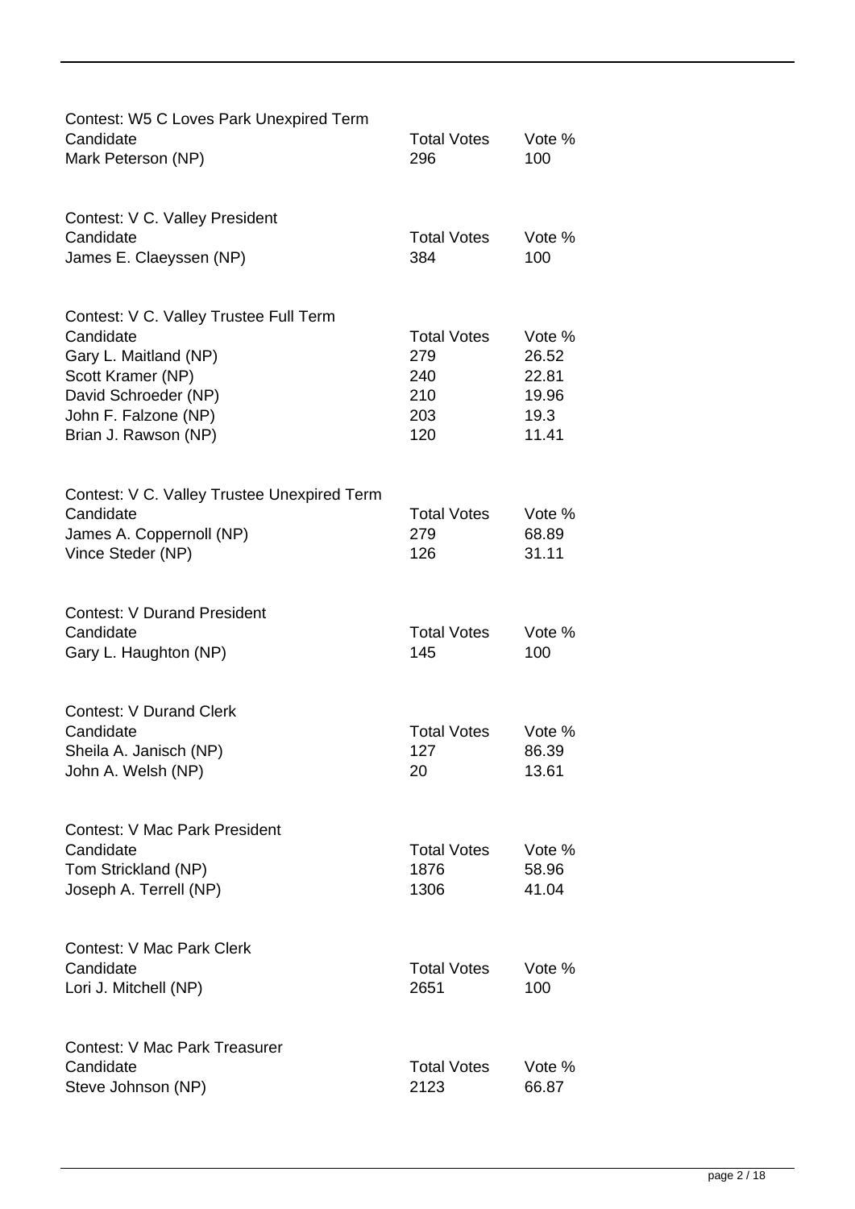Contest: W5 C Loves Park Unexpired Term

| Candidate | Total Votes | Vote % |
|---|---|---|
| Mark Peterson (NP) | 296 | 100 |

Contest: V C. Valley President

| Candidate | Total Votes | Vote % |
|---|---|---|
| James E. Claeyssen (NP) | 384 | 100 |

Contest: V C. Valley Trustee Full Term

| Candidate | Total Votes | Vote % |
|---|---|---|
| Gary L. Maitland (NP) | 279 | 26.52 |
| Scott Kramer (NP) | 240 | 22.81 |
| David Schroeder (NP) | 210 | 19.96 |
| John F. Falzone (NP) | 203 | 19.3 |
| Brian J. Rawson (NP) | 120 | 11.41 |

Contest: V C. Valley Trustee Unexpired Term

| Candidate | Total Votes | Vote % |
|---|---|---|
| James A. Coppernoll (NP) | 279 | 68.89 |
| Vince Steder (NP) | 126 | 31.11 |

Contest: V Durand President

| Candidate | Total Votes | Vote % |
|---|---|---|
| Gary L. Haughton (NP) | 145 | 100 |

Contest: V Durand Clerk

| Candidate | Total Votes | Vote % |
|---|---|---|
| Sheila A. Janisch (NP) | 127 | 86.39 |
| John A. Welsh (NP) | 20 | 13.61 |

Contest: V Mac Park President

| Candidate | Total Votes | Vote % |
|---|---|---|
| Tom Strickland (NP) | 1876 | 58.96 |
| Joseph A. Terrell (NP) | 1306 | 41.04 |

Contest: V Mac Park Clerk

| Candidate | Total Votes | Vote % |
|---|---|---|
| Lori J. Mitchell (NP) | 2651 | 100 |

Contest: V Mac Park Treasurer

| Candidate | Total Votes | Vote % |
|---|---|---|
| Steve Johnson (NP) | 2123 | 66.87 |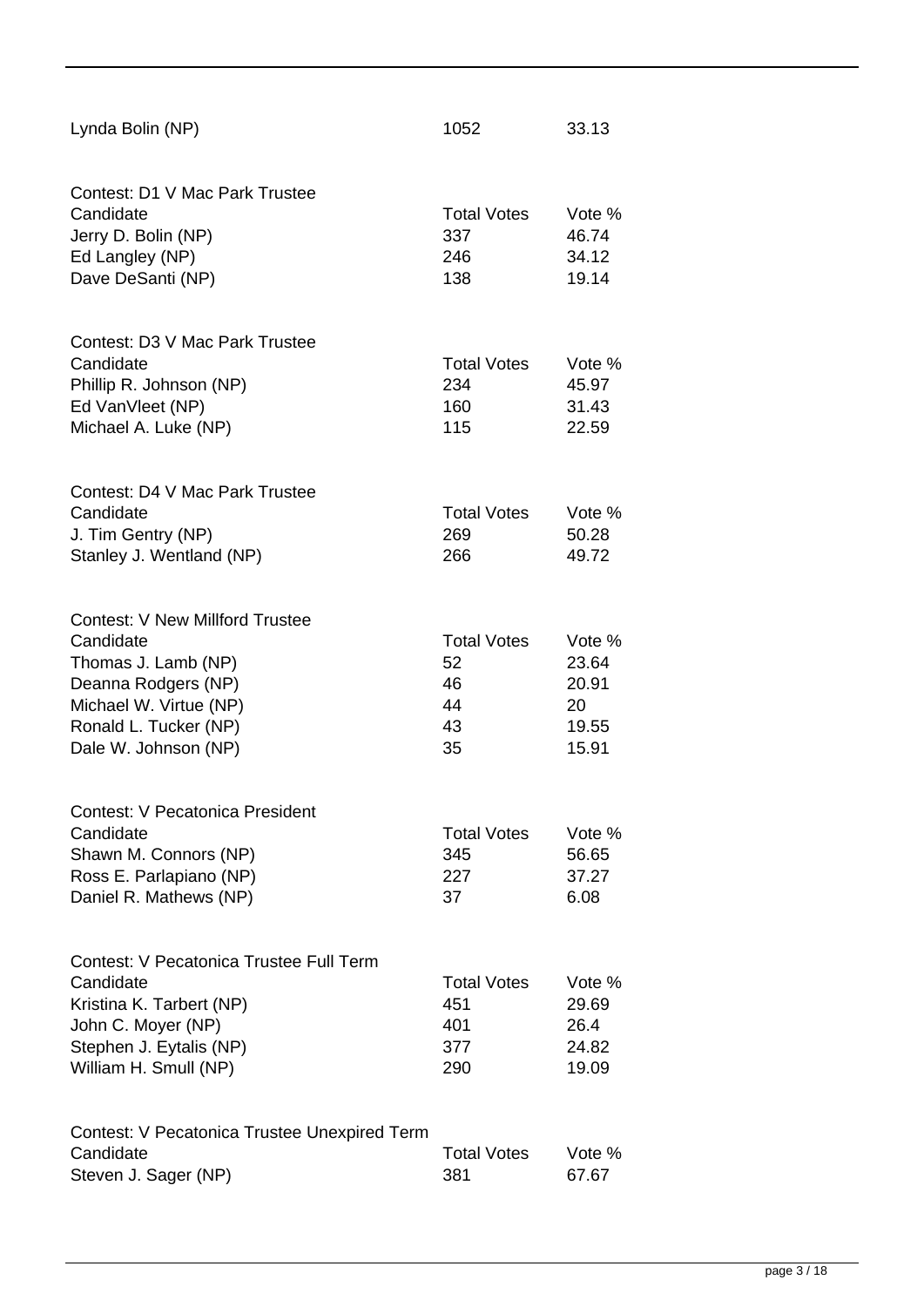| | | |
|---|---|---|
| Lynda Bolin (NP) | 1052 | 33.13 |

Contest: D1 V Mac Park Trustee

| Candidate | Total Votes | Vote % |
|---|---|---|
| Jerry D. Bolin (NP) | 337 | 46.74 |
| Ed Langley (NP) | 246 | 34.12 |
| Dave DeSanti (NP) | 138 | 19.14 |

Contest: D3 V Mac Park Trustee

| Candidate | Total Votes | Vote % |
|---|---|---|
| Phillip R. Johnson (NP) | 234 | 45.97 |
| Ed VanVleet (NP) | 160 | 31.43 |
| Michael A. Luke (NP) | 115 | 22.59 |

Contest: D4 V Mac Park Trustee

| Candidate | Total Votes | Vote % |
|---|---|---|
| J. Tim Gentry (NP) | 269 | 50.28 |
| Stanley J. Wentland (NP) | 266 | 49.72 |

Contest: V New Millford Trustee

| Candidate | Total Votes | Vote % |
|---|---|---|
| Thomas J. Lamb (NP) | 52 | 23.64 |
| Deanna Rodgers (NP) | 46 | 20.91 |
| Michael W. Virtue (NP) | 44 | 20 |
| Ronald L. Tucker (NP) | 43 | 19.55 |
| Dale W. Johnson (NP) | 35 | 15.91 |

Contest: V Pecatonica President

| Candidate | Total Votes | Vote % |
|---|---|---|
| Shawn M. Connors (NP) | 345 | 56.65 |
| Ross E. Parlapiano (NP) | 227 | 37.27 |
| Daniel R. Mathews (NP) | 37 | 6.08 |

Contest: V Pecatonica Trustee Full Term

| Candidate | Total Votes | Vote % |
|---|---|---|
| Kristina K. Tarbert (NP) | 451 | 29.69 |
| John C. Moyer (NP) | 401 | 26.4 |
| Stephen J. Eytalis (NP) | 377 | 24.82 |
| William H. Smull (NP) | 290 | 19.09 |

Contest: V Pecatonica Trustee Unexpired Term

| Candidate | Total Votes | Vote % |
|---|---|---|
| Steven J. Sager (NP) | 381 | 67.67 |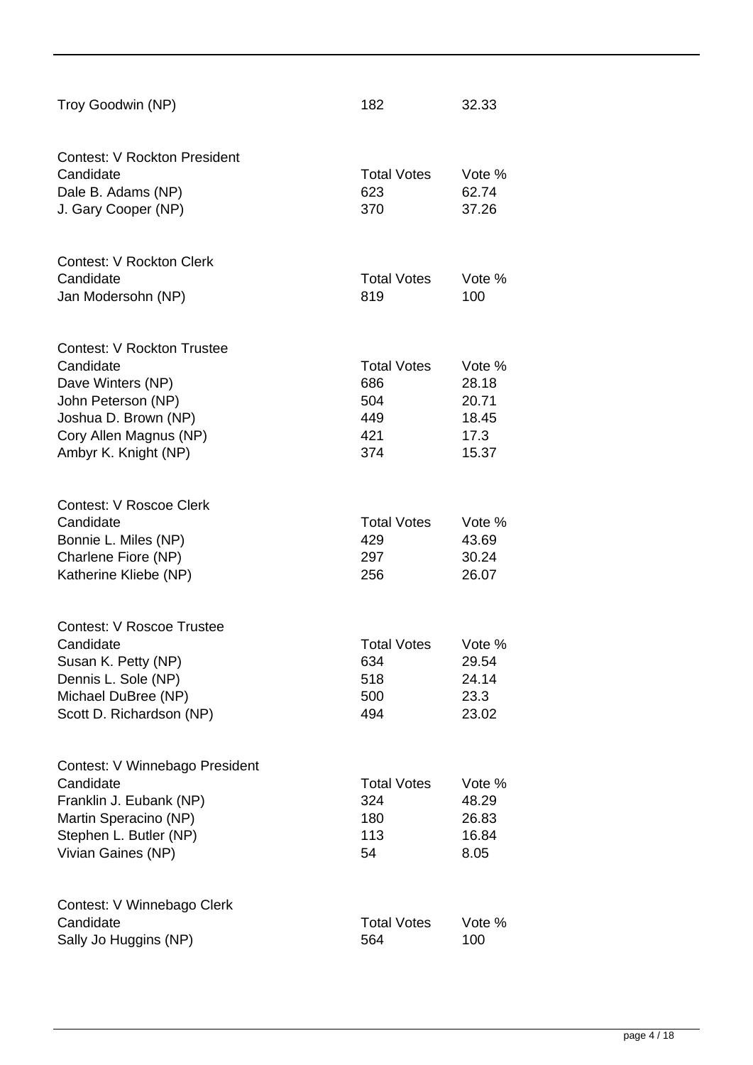| Troy Goodwin (NP) | 182 | 32.33 |
|---|---|---|

Contest: V Rockton President

| Candidate | Total Votes | Vote % |
|---|---|---|
| Dale B. Adams (NP) | 623 | 62.74 |
| J. Gary Cooper (NP) | 370 | 37.26 |

Contest: V Rockton Clerk

| Candidate | Total Votes | Vote % |
|---|---|---|
| Jan Modersohn (NP) | 819 | 100 |

Contest: V Rockton Trustee

| Candidate | Total Votes | Vote % |
|---|---|---|
| Dave Winters (NP) | 686 | 28.18 |
| John Peterson (NP) | 504 | 20.71 |
| Joshua D. Brown (NP) | 449 | 18.45 |
| Cory Allen Magnus (NP) | 421 | 17.3 |
| Ambyr K. Knight (NP) | 374 | 15.37 |

Contest: V Roscoe Clerk

| Candidate | Total Votes | Vote % |
|---|---|---|
| Bonnie L. Miles (NP) | 429 | 43.69 |
| Charlene Fiore (NP) | 297 | 30.24 |
| Katherine Kliebe (NP) | 256 | 26.07 |

Contest: V Roscoe Trustee

| Candidate | Total Votes | Vote % |
|---|---|---|
| Susan K. Petty (NP) | 634 | 29.54 |
| Dennis L. Sole (NP) | 518 | 24.14 |
| Michael DuBree (NP) | 500 | 23.3 |
| Scott D. Richardson (NP) | 494 | 23.02 |

Contest: V Winnebago President

| Candidate | Total Votes | Vote % |
|---|---|---|
| Franklin J. Eubank (NP) | 324 | 48.29 |
| Martin Speracino (NP) | 180 | 26.83 |
| Stephen L. Butler (NP) | 113 | 16.84 |
| Vivian Gaines (NP) | 54 | 8.05 |

Contest: V Winnebago Clerk

| Candidate | Total Votes | Vote % |
|---|---|---|
| Sally Jo Huggins (NP) | 564 | 100 |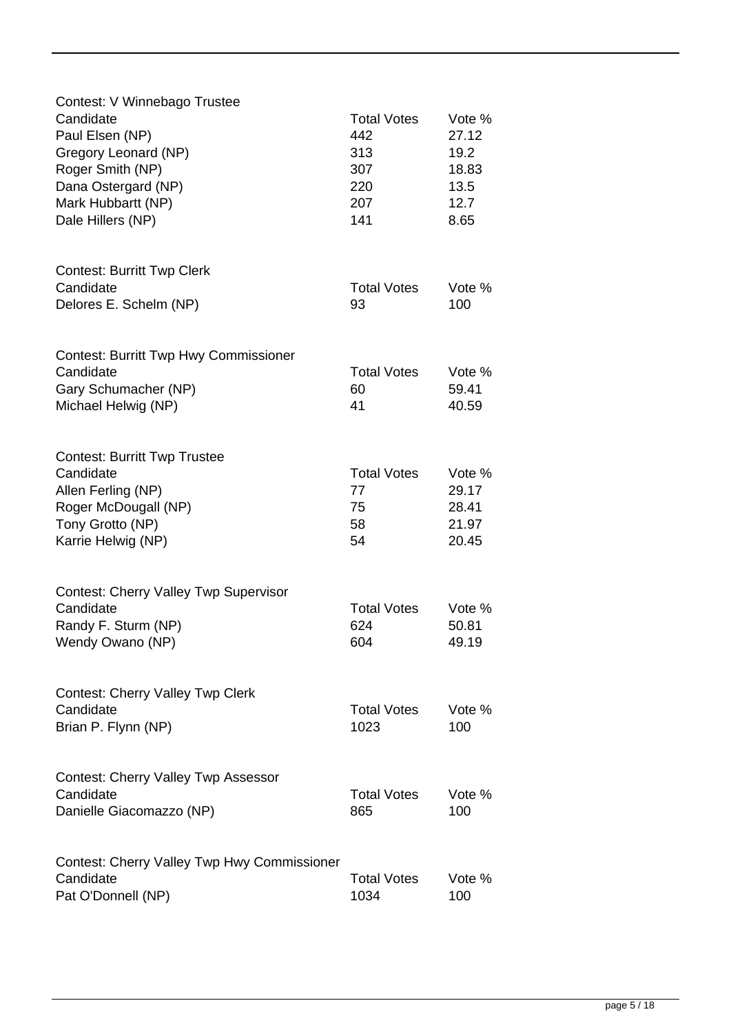Contest: V Winnebago Trustee

| Candidate | Total Votes | Vote % |
| --- | --- | --- |
| Paul Elsen (NP) | 442 | 27.12 |
| Gregory Leonard (NP) | 313 | 19.2 |
| Roger Smith (NP) | 307 | 18.83 |
| Dana Ostergard (NP) | 220 | 13.5 |
| Mark Hubbartt (NP) | 207 | 12.7 |
| Dale Hillers (NP) | 141 | 8.65 |

Contest: Burritt Twp Clerk

| Candidate | Total Votes | Vote % |
| --- | --- | --- |
| Delores E. Schelm (NP) | 93 | 100 |

Contest: Burritt Twp Hwy Commissioner

| Candidate | Total Votes | Vote % |
| --- | --- | --- |
| Gary Schumacher (NP) | 60 | 59.41 |
| Michael Helwig (NP) | 41 | 40.59 |

Contest: Burritt Twp Trustee

| Candidate | Total Votes | Vote % |
| --- | --- | --- |
| Allen Ferling (NP) | 77 | 29.17 |
| Roger McDougall (NP) | 75 | 28.41 |
| Tony Grotto (NP) | 58 | 21.97 |
| Karrie Helwig (NP) | 54 | 20.45 |

Contest: Cherry Valley Twp Supervisor

| Candidate | Total Votes | Vote % |
| --- | --- | --- |
| Randy F. Sturm (NP) | 624 | 50.81 |
| Wendy Owano (NP) | 604 | 49.19 |

Contest: Cherry Valley Twp Clerk

| Candidate | Total Votes | Vote % |
| --- | --- | --- |
| Brian P. Flynn (NP) | 1023 | 100 |

Contest: Cherry Valley Twp Assessor

| Candidate | Total Votes | Vote % |
| --- | --- | --- |
| Danielle Giacomazzo (NP) | 865 | 100 |

Contest: Cherry Valley Twp Hwy Commissioner

| Candidate | Total Votes | Vote % |
| --- | --- | --- |
| Pat O'Donnell (NP) | 1034 | 100 |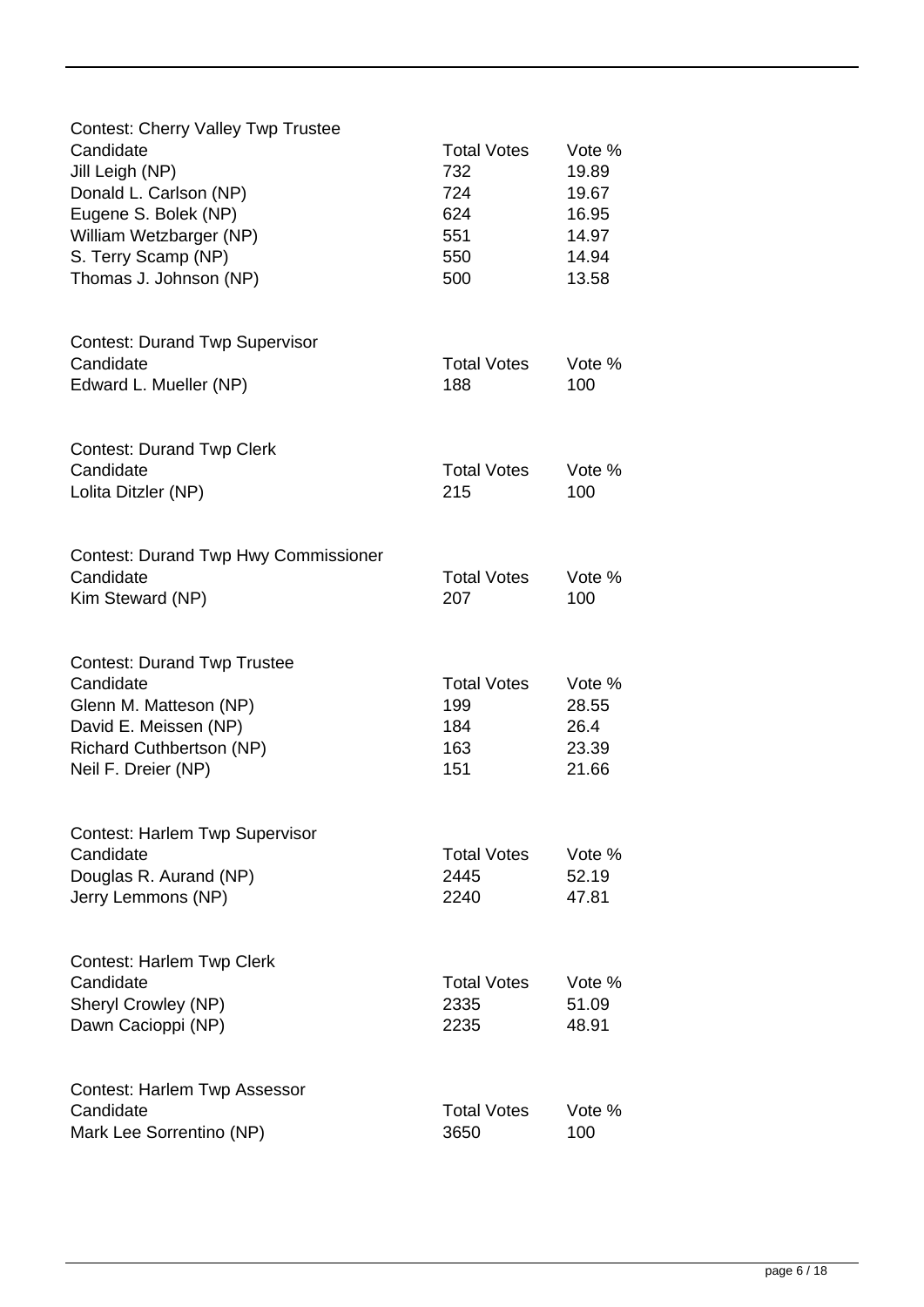Contest: Cherry Valley Twp Trustee

| Candidate | Total Votes | Vote % |
|---|---|---|
| Jill Leigh (NP) | 732 | 19.89 |
| Donald L. Carlson (NP) | 724 | 19.67 |
| Eugene S. Bolek (NP) | 624 | 16.95 |
| William Wetzbarger (NP) | 551 | 14.97 |
| S. Terry Scamp (NP) | 550 | 14.94 |
| Thomas J. Johnson (NP) | 500 | 13.58 |

Contest: Durand Twp Supervisor

| Candidate | Total Votes | Vote % |
|---|---|---|
| Edward L. Mueller (NP) | 188 | 100 |

Contest: Durand Twp Clerk

| Candidate | Total Votes | Vote % |
|---|---|---|
| Lolita Ditzler (NP) | 215 | 100 |

Contest: Durand Twp Hwy Commissioner

| Candidate | Total Votes | Vote % |
|---|---|---|
| Kim Steward (NP) | 207 | 100 |

Contest: Durand Twp Trustee

| Candidate | Total Votes | Vote % |
|---|---|---|
| Glenn M. Matteson (NP) | 199 | 28.55 |
| David E. Meissen (NP) | 184 | 26.4 |
| Richard Cuthbertson (NP) | 163 | 23.39 |
| Neil F. Dreier (NP) | 151 | 21.66 |

Contest: Harlem Twp Supervisor

| Candidate | Total Votes | Vote % |
|---|---|---|
| Douglas R. Aurand (NP) | 2445 | 52.19 |
| Jerry Lemmons (NP) | 2240 | 47.81 |

Contest: Harlem Twp Clerk

| Candidate | Total Votes | Vote % |
|---|---|---|
| Sheryl Crowley (NP) | 2335 | 51.09 |
| Dawn Cacioppi (NP) | 2235 | 48.91 |

Contest: Harlem Twp Assessor

| Candidate | Total Votes | Vote % |
|---|---|---|
| Mark Lee Sorrentino (NP) | 3650 | 100 |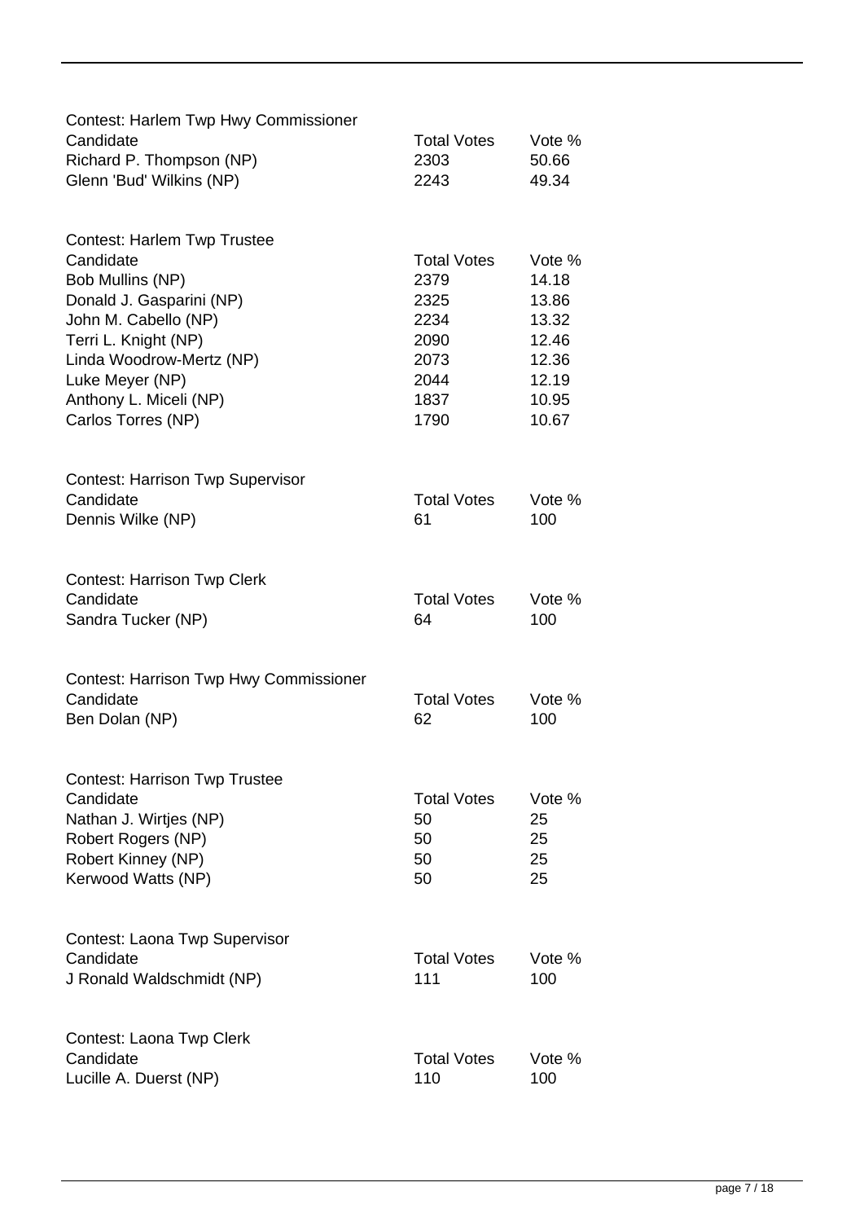Contest: Harlem Twp Hwy Commissioner

| Candidate | Total Votes | Vote % |
| --- | --- | --- |
| Richard P. Thompson (NP) | 2303 | 50.66 |
| Glenn 'Bud' Wilkins (NP) | 2243 | 49.34 |

Contest: Harlem Twp Trustee

| Candidate | Total Votes | Vote % |
| --- | --- | --- |
| Bob Mullins (NP) | 2379 | 14.18 |
| Donald J. Gasparini (NP) | 2325 | 13.86 |
| John M. Cabello (NP) | 2234 | 13.32 |
| Terri L. Knight (NP) | 2090 | 12.46 |
| Linda Woodrow-Mertz (NP) | 2073 | 12.36 |
| Luke Meyer (NP) | 2044 | 12.19 |
| Anthony L. Miceli (NP) | 1837 | 10.95 |
| Carlos Torres (NP) | 1790 | 10.67 |

Contest: Harrison Twp Supervisor

| Candidate | Total Votes | Vote % |
| --- | --- | --- |
| Dennis Wilke (NP) | 61 | 100 |

Contest: Harrison Twp Clerk

| Candidate | Total Votes | Vote % |
| --- | --- | --- |
| Sandra Tucker (NP) | 64 | 100 |

Contest: Harrison Twp Hwy Commissioner

| Candidate | Total Votes | Vote % |
| --- | --- | --- |
| Ben Dolan (NP) | 62 | 100 |

Contest: Harrison Twp Trustee

| Candidate | Total Votes | Vote % |
| --- | --- | --- |
| Nathan J. Wirtjes (NP) | 50 | 25 |
| Robert Rogers (NP) | 50 | 25 |
| Robert Kinney (NP) | 50 | 25 |
| Kerwood Watts (NP) | 50 | 25 |

Contest: Laona Twp Supervisor

| Candidate | Total Votes | Vote % |
| --- | --- | --- |
| J Ronald Waldschmidt (NP) | 111 | 100 |

Contest: Laona Twp Clerk

| Candidate | Total Votes | Vote % |
| --- | --- | --- |
| Lucille A. Duerst (NP) | 110 | 100 |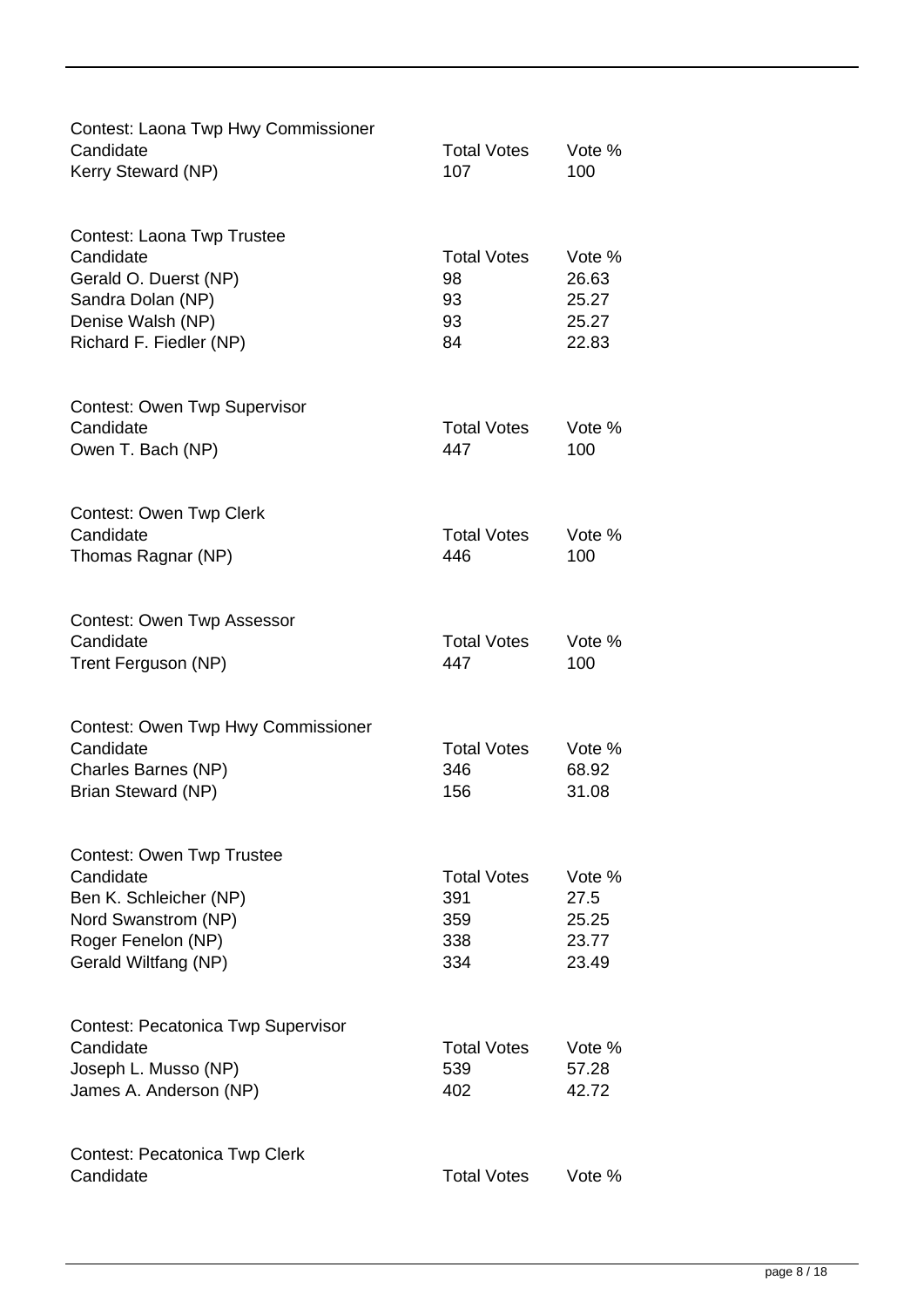Contest: Laona Twp Hwy Commissioner

| Candidate | Total Votes | Vote % |
|---|---|---|
| Kerry Steward (NP) | 107 | 100 |

Contest: Laona Twp Trustee

| Candidate | Total Votes | Vote % |
|---|---|---|
| Gerald O. Duerst (NP) | 98 | 26.63 |
| Sandra Dolan (NP) | 93 | 25.27 |
| Denise Walsh (NP) | 93 | 25.27 |
| Richard F. Fiedler (NP) | 84 | 22.83 |

Contest: Owen Twp Supervisor

| Candidate | Total Votes | Vote % |
|---|---|---|
| Owen T. Bach (NP) | 447 | 100 |

Contest: Owen Twp Clerk

| Candidate | Total Votes | Vote % |
|---|---|---|
| Thomas Ragnar (NP) | 446 | 100 |

Contest: Owen Twp Assessor

| Candidate | Total Votes | Vote % |
|---|---|---|
| Trent Ferguson (NP) | 447 | 100 |

Contest: Owen Twp Hwy Commissioner

| Candidate | Total Votes | Vote % |
|---|---|---|
| Charles Barnes (NP) | 346 | 68.92 |
| Brian Steward (NP) | 156 | 31.08 |

Contest: Owen Twp Trustee

| Candidate | Total Votes | Vote % |
|---|---|---|
| Ben K. Schleicher (NP) | 391 | 27.5 |
| Nord Swanstrom (NP) | 359 | 25.25 |
| Roger Fenelon (NP) | 338 | 23.77 |
| Gerald Wiltfang (NP) | 334 | 23.49 |

Contest: Pecatonica Twp Supervisor

| Candidate | Total Votes | Vote % |
|---|---|---|
| Joseph L. Musso (NP) | 539 | 57.28 |
| James A. Anderson (NP) | 402 | 42.72 |

Contest: Pecatonica Twp Clerk

| Candidate | Total Votes | Vote % |
|---|---|---|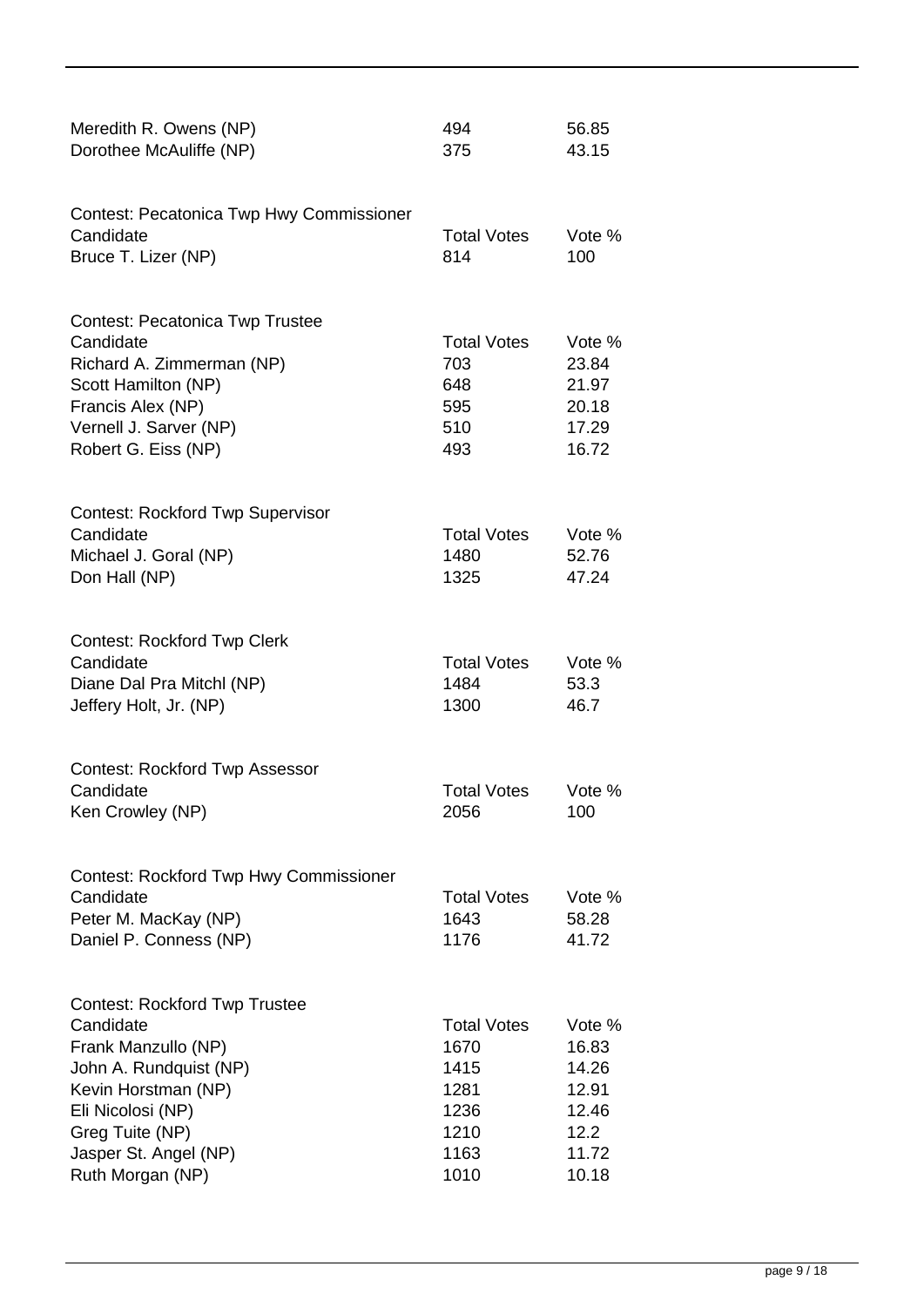| Candidate | Total Votes | Vote % |
|---|---|---|
| Meredith R. Owens (NP) | 494 | 56.85 |
| Dorothee McAuliffe (NP) | 375 | 43.15 |

Contest: Pecatonica Twp Hwy Commissioner

| Candidate | Total Votes | Vote % |
|---|---|---|
| Bruce T. Lizer (NP) | 814 | 100 |

Contest: Pecatonica Twp Trustee

| Candidate | Total Votes | Vote % |
|---|---|---|
| Richard A. Zimmerman (NP) | 703 | 23.84 |
| Scott Hamilton (NP) | 648 | 21.97 |
| Francis Alex (NP) | 595 | 20.18 |
| Vernell J. Sarver (NP) | 510 | 17.29 |
| Robert G. Eiss (NP) | 493 | 16.72 |

Contest: Rockford Twp Supervisor

| Candidate | Total Votes | Vote % |
|---|---|---|
| Michael J. Goral (NP) | 1480 | 52.76 |
| Don Hall (NP) | 1325 | 47.24 |

Contest: Rockford Twp Clerk

| Candidate | Total Votes | Vote % |
|---|---|---|
| Diane Dal Pra Mitchl (NP) | 1484 | 53.3 |
| Jeffery Holt, Jr. (NP) | 1300 | 46.7 |

Contest: Rockford Twp Assessor

| Candidate | Total Votes | Vote % |
|---|---|---|
| Ken Crowley (NP) | 2056 | 100 |

Contest: Rockford Twp Hwy Commissioner

| Candidate | Total Votes | Vote % |
|---|---|---|
| Peter M. MacKay (NP) | 1643 | 58.28 |
| Daniel P. Conness (NP) | 1176 | 41.72 |

Contest: Rockford Twp Trustee

| Candidate | Total Votes | Vote % |
|---|---|---|
| Frank Manzullo (NP) | 1670 | 16.83 |
| John A. Rundquist (NP) | 1415 | 14.26 |
| Kevin Horstman (NP) | 1281 | 12.91 |
| Eli Nicolosi (NP) | 1236 | 12.46 |
| Greg Tuite (NP) | 1210 | 12.2 |
| Jasper St. Angel (NP) | 1163 | 11.72 |
| Ruth Morgan (NP) | 1010 | 10.18 |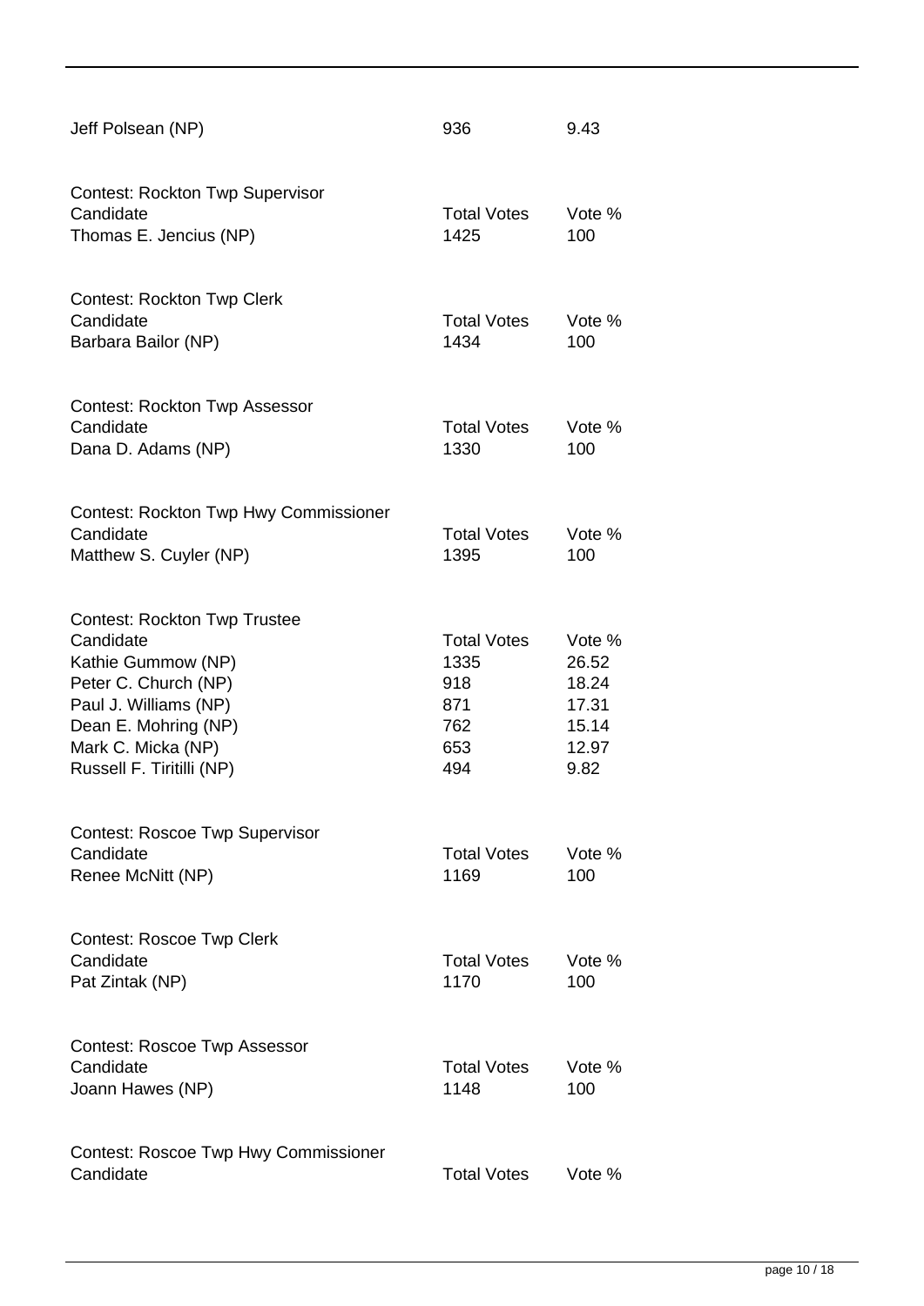| | | |
|---|---|---|
| Jeff Polsean (NP) | 936 | 9.43 |

Contest: Rockton Twp Supervisor

| Candidate | Total Votes | Vote % |
|---|---|---|
| Thomas E. Jencius (NP) | 1425 | 100 |

Contest: Rockton Twp Clerk

| Candidate | Total Votes | Vote % |
|---|---|---|
| Barbara Bailor (NP) | 1434 | 100 |

Contest: Rockton Twp Assessor

| Candidate | Total Votes | Vote % |
|---|---|---|
| Dana D. Adams (NP) | 1330 | 100 |

Contest: Rockton Twp Hwy Commissioner

| Candidate | Total Votes | Vote % |
|---|---|---|
| Matthew S. Cuyler (NP) | 1395 | 100 |

Contest: Rockton Twp Trustee

| Candidate | Total Votes | Vote % |
|---|---|---|
| Kathie Gummow (NP) | 1335 | 26.52 |
| Peter C. Church (NP) | 918 | 18.24 |
| Paul J. Williams (NP) | 871 | 17.31 |
| Dean E. Mohring (NP) | 762 | 15.14 |
| Mark C. Micka (NP) | 653 | 12.97 |
| Russell F. Tiritilli (NP) | 494 | 9.82 |

Contest: Roscoe Twp Supervisor

| Candidate | Total Votes | Vote % |
|---|---|---|
| Renee McNitt (NP) | 1169 | 100 |

Contest: Roscoe Twp Clerk

| Candidate | Total Votes | Vote % |
|---|---|---|
| Pat Zintak (NP) | 1170 | 100 |

Contest: Roscoe Twp Assessor

| Candidate | Total Votes | Vote % |
|---|---|---|
| Joann Hawes (NP) | 1148 | 100 |

Contest: Roscoe Twp Hwy Commissioner

| Candidate | Total Votes | Vote % |
|---|---|---|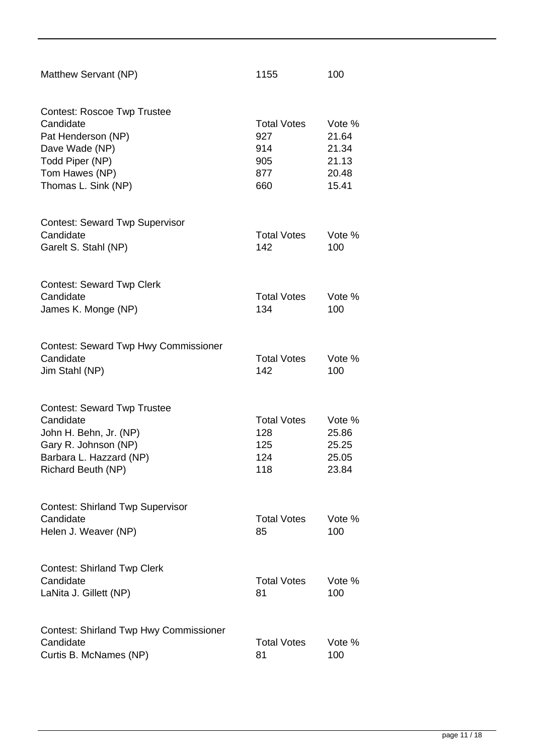| Matthew Servant (NP) | 1155 | 100 |
|---|---|---|

Contest: Roscoe Twp Trustee

| Candidate | Total Votes | Vote % |
|---|---|---|
| Pat Henderson (NP) | 927 | 21.64 |
| Dave Wade (NP) | 914 | 21.34 |
| Todd Piper (NP) | 905 | 21.13 |
| Tom Hawes (NP) | 877 | 20.48 |
| Thomas L. Sink (NP) | 660 | 15.41 |

Contest: Seward Twp Supervisor

| Candidate | Total Votes | Vote % |
|---|---|---|
| Garelt S. Stahl (NP) | 142 | 100 |

Contest: Seward Twp Clerk

| Candidate | Total Votes | Vote % |
|---|---|---|
| James K. Monge (NP) | 134 | 100 |

Contest: Seward Twp Hwy Commissioner

| Candidate | Total Votes | Vote % |
|---|---|---|
| Jim Stahl (NP) | 142 | 100 |

Contest: Seward Twp Trustee

| Candidate | Total Votes | Vote % |
|---|---|---|
| John H. Behn, Jr. (NP) | 128 | 25.86 |
| Gary R. Johnson (NP) | 125 | 25.25 |
| Barbara L. Hazzard (NP) | 124 | 25.05 |
| Richard Beuth (NP) | 118 | 23.84 |

Contest: Shirland Twp Supervisor

| Candidate | Total Votes | Vote % |
|---|---|---|
| Helen J. Weaver (NP) | 85 | 100 |

Contest: Shirland Twp Clerk

| Candidate | Total Votes | Vote % |
|---|---|---|
| LaNita J. Gillett (NP) | 81 | 100 |

Contest: Shirland Twp Hwy Commissioner

| Candidate | Total Votes | Vote % |
|---|---|---|
| Curtis B. McNames (NP) | 81 | 100 |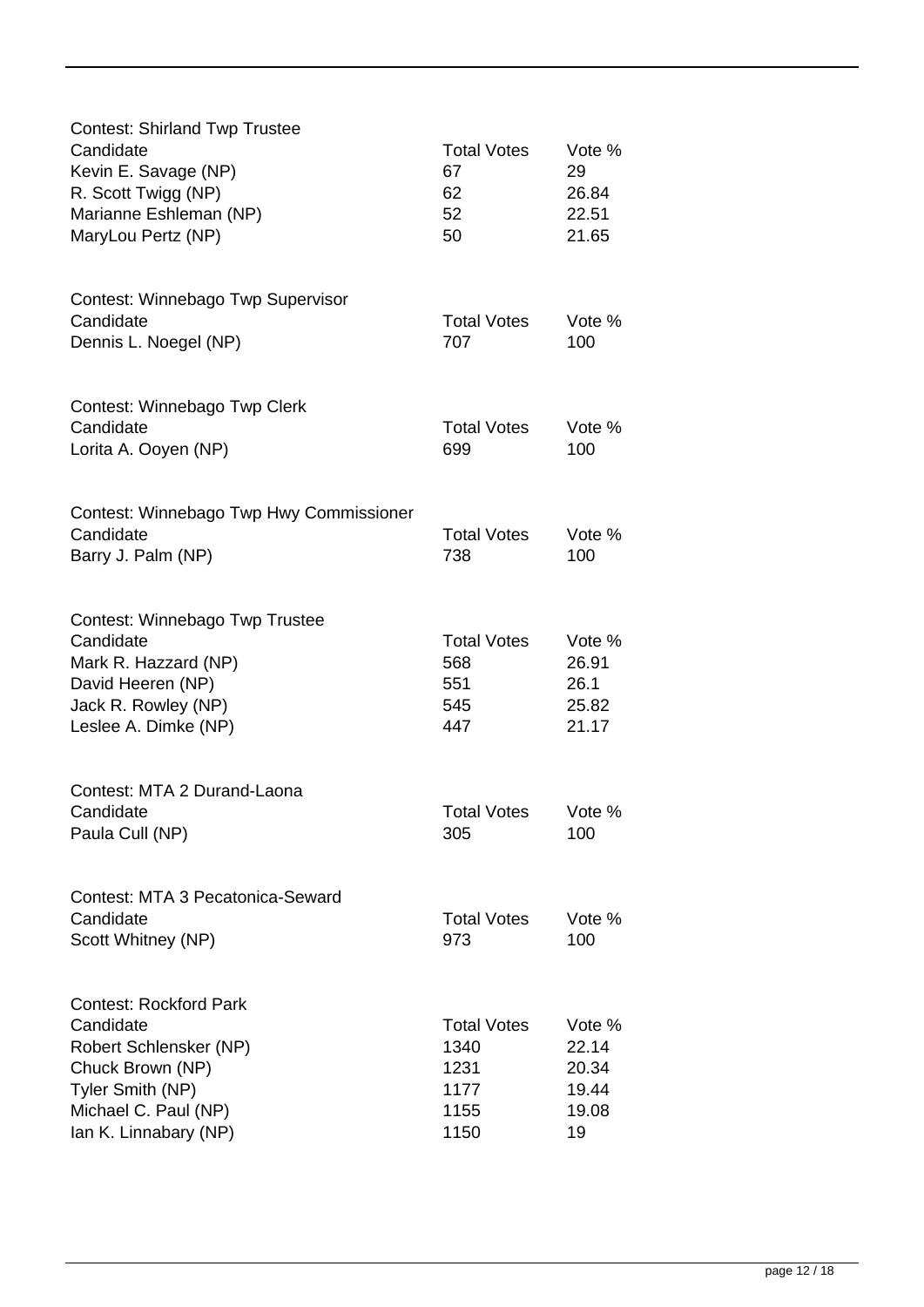Contest: Shirland Twp Trustee

| Candidate | Total Votes | Vote % |
|---|---|---|
| Kevin E. Savage (NP) | 67 | 29 |
| R. Scott Twigg (NP) | 62 | 26.84 |
| Marianne Eshleman (NP) | 52 | 22.51 |
| MaryLou Pertz (NP) | 50 | 21.65 |

Contest: Winnebago Twp Supervisor

| Candidate | Total Votes | Vote % |
|---|---|---|
| Dennis L. Noegel (NP) | 707 | 100 |

Contest: Winnebago Twp Clerk

| Candidate | Total Votes | Vote % |
|---|---|---|
| Lorita A. Ooyen (NP) | 699 | 100 |

Contest: Winnebago Twp Hwy Commissioner

| Candidate | Total Votes | Vote % |
|---|---|---|
| Barry J. Palm (NP) | 738 | 100 |

Contest: Winnebago Twp Trustee

| Candidate | Total Votes | Vote % |
|---|---|---|
| Mark R. Hazzard (NP) | 568 | 26.91 |
| David Heeren (NP) | 551 | 26.1 |
| Jack R. Rowley (NP) | 545 | 25.82 |
| Leslee A. Dimke (NP) | 447 | 21.17 |

Contest: MTA 2 Durand-Laona

| Candidate | Total Votes | Vote % |
|---|---|---|
| Paula Cull (NP) | 305 | 100 |

Contest: MTA 3 Pecatonica-Seward

| Candidate | Total Votes | Vote % |
|---|---|---|
| Scott Whitney (NP) | 973 | 100 |

Contest: Rockford Park

| Candidate | Total Votes | Vote % |
|---|---|---|
| Robert Schlensker (NP) | 1340 | 22.14 |
| Chuck Brown (NP) | 1231 | 20.34 |
| Tyler Smith (NP) | 1177 | 19.44 |
| Michael C. Paul (NP) | 1155 | 19.08 |
| Ian K. Linnabary (NP) | 1150 | 19 |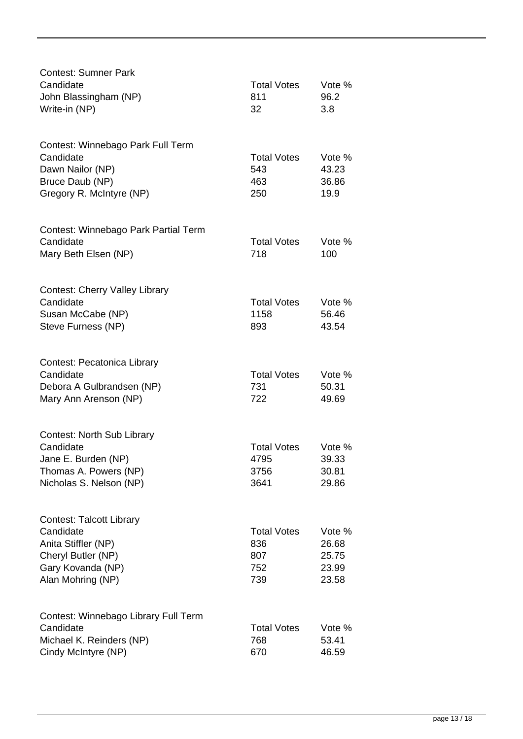Contest: Sumner Park

| Candidate | Total Votes | Vote % |
| --- | --- | --- |
| John Blassingham (NP) | 811 | 96.2 |
| Write-in (NP) | 32 | 3.8 |

Contest: Winnebago Park Full Term

| Candidate | Total Votes | Vote % |
| --- | --- | --- |
| Dawn Nailor (NP) | 543 | 43.23 |
| Bruce Daub (NP) | 463 | 36.86 |
| Gregory R. McIntyre (NP) | 250 | 19.9 |

Contest: Winnebago Park Partial Term

| Candidate | Total Votes | Vote % |
| --- | --- | --- |
| Mary Beth Elsen (NP) | 718 | 100 |

Contest: Cherry Valley Library

| Candidate | Total Votes | Vote % |
| --- | --- | --- |
| Susan McCabe (NP) | 1158 | 56.46 |
| Steve Furness (NP) | 893 | 43.54 |

Contest: Pecatonica Library

| Candidate | Total Votes | Vote % |
| --- | --- | --- |
| Debora A Gulbrandsen (NP) | 731 | 50.31 |
| Mary Ann Arenson (NP) | 722 | 49.69 |

Contest: North Sub Library

| Candidate | Total Votes | Vote % |
| --- | --- | --- |
| Jane E. Burden (NP) | 4795 | 39.33 |
| Thomas A. Powers (NP) | 3756 | 30.81 |
| Nicholas S. Nelson (NP) | 3641 | 29.86 |

Contest: Talcott Library

| Candidate | Total Votes | Vote % |
| --- | --- | --- |
| Anita Stiffler (NP) | 836 | 26.68 |
| Cheryl Butler (NP) | 807 | 25.75 |
| Gary Kovanda (NP) | 752 | 23.99 |
| Alan Mohring (NP) | 739 | 23.58 |

Contest: Winnebago Library Full Term

| Candidate | Total Votes | Vote % |
| --- | --- | --- |
| Michael K. Reinders (NP) | 768 | 53.41 |
| Cindy McIntyre (NP) | 670 | 46.59 |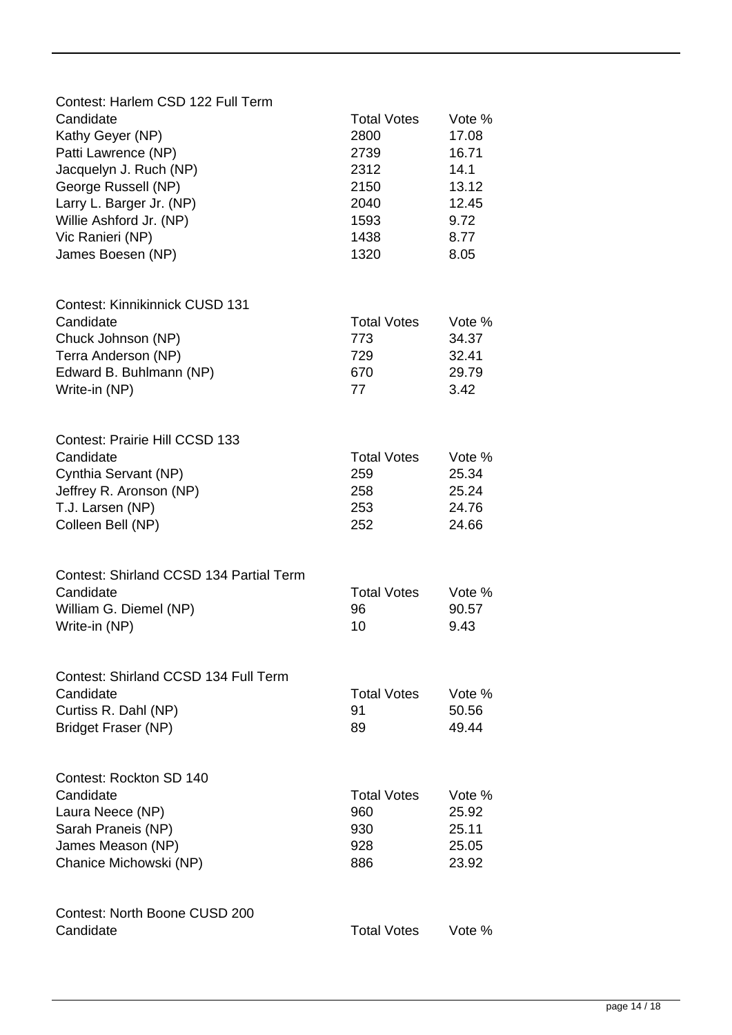Contest: Harlem CSD 122 Full Term

| Candidate | Total Votes | Vote % |
| --- | --- | --- |
| Kathy Geyer (NP) | 2800 | 17.08 |
| Patti Lawrence (NP) | 2739 | 16.71 |
| Jacquelyn J. Ruch (NP) | 2312 | 14.1 |
| George Russell (NP) | 2150 | 13.12 |
| Larry L. Barger Jr. (NP) | 2040 | 12.45 |
| Willie Ashford Jr. (NP) | 1593 | 9.72 |
| Vic Ranieri (NP) | 1438 | 8.77 |
| James Boesen (NP) | 1320 | 8.05 |

Contest: Kinnikinnick CUSD 131

| Candidate | Total Votes | Vote % |
| --- | --- | --- |
| Chuck Johnson (NP) | 773 | 34.37 |
| Terra Anderson (NP) | 729 | 32.41 |
| Edward B. Buhlmann (NP) | 670 | 29.79 |
| Write-in (NP) | 77 | 3.42 |

Contest: Prairie Hill CCSD 133

| Candidate | Total Votes | Vote % |
| --- | --- | --- |
| Cynthia Servant (NP) | 259 | 25.34 |
| Jeffrey R. Aronson (NP) | 258 | 25.24 |
| T.J. Larsen (NP) | 253 | 24.76 |
| Colleen Bell (NP) | 252 | 24.66 |

Contest: Shirland CCSD 134 Partial Term

| Candidate | Total Votes | Vote % |
| --- | --- | --- |
| William G. Diemel (NP) | 96 | 90.57 |
| Write-in (NP) | 10 | 9.43 |

Contest: Shirland CCSD 134 Full Term

| Candidate | Total Votes | Vote % |
| --- | --- | --- |
| Curtiss R. Dahl (NP) | 91 | 50.56 |
| Bridget Fraser (NP) | 89 | 49.44 |

Contest: Rockton SD 140

| Candidate | Total Votes | Vote % |
| --- | --- | --- |
| Laura Neece (NP) | 960 | 25.92 |
| Sarah Praneis (NP) | 930 | 25.11 |
| James Meason (NP) | 928 | 25.05 |
| Chanice Michowski (NP) | 886 | 23.92 |

Contest: North Boone CUSD 200

| Candidate | Total Votes | Vote % |
| --- | --- | --- |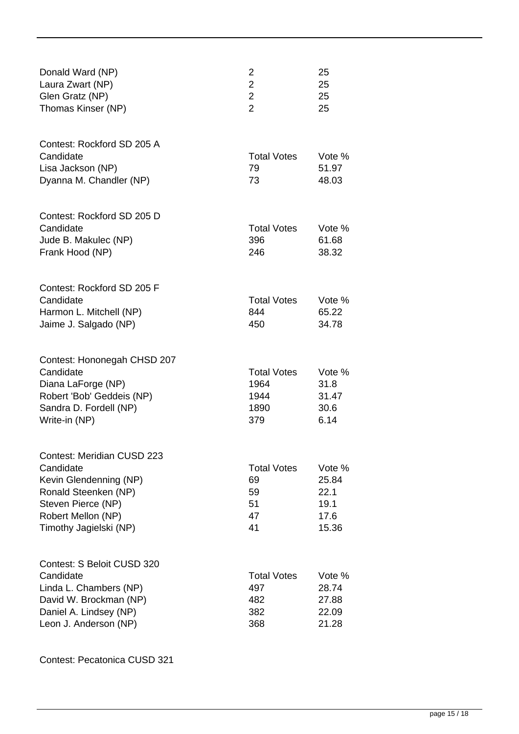| | | |
|---|---|---|
| Donald Ward (NP) | 2 | 25 |
| Laura Zwart (NP) | 2 | 25 |
| Glen Gratz (NP) | 2 | 25 |
| Thomas Kinser (NP) | 2 | 25 |

Contest: Rockford SD 205 A

| Candidate | Total Votes | Vote % |
|---|---|---|
| Lisa Jackson (NP) | 79 | 51.97 |
| Dyanna M. Chandler (NP) | 73 | 48.03 |

Contest: Rockford SD 205 D

| Candidate | Total Votes | Vote % |
|---|---|---|
| Jude B. Makulec (NP) | 396 | 61.68 |
| Frank Hood (NP) | 246 | 38.32 |

Contest: Rockford SD 205 F

| Candidate | Total Votes | Vote % |
|---|---|---|
| Harmon L. Mitchell (NP) | 844 | 65.22 |
| Jaime J. Salgado (NP) | 450 | 34.78 |

Contest: Hononegah CHSD 207

| Candidate | Total Votes | Vote % |
|---|---|---|
| Diana LaForge (NP) | 1964 | 31.8 |
| Robert 'Bob' Geddeis (NP) | 1944 | 31.47 |
| Sandra D. Fordell (NP) | 1890 | 30.6 |
| Write-in (NP) | 379 | 6.14 |

Contest: Meridian CUSD 223

| Candidate | Total Votes | Vote % |
|---|---|---|
| Kevin Glendenning (NP) | 69 | 25.84 |
| Ronald Steenken (NP) | 59 | 22.1 |
| Steven Pierce (NP) | 51 | 19.1 |
| Robert Mellon (NP) | 47 | 17.6 |
| Timothy Jagielski (NP) | 41 | 15.36 |

Contest: S Beloit CUSD 320

| Candidate | Total Votes | Vote % |
|---|---|---|
| Linda L. Chambers (NP) | 497 | 28.74 |
| David W. Brockman (NP) | 482 | 27.88 |
| Daniel A. Lindsey (NP) | 382 | 22.09 |
| Leon J. Anderson (NP) | 368 | 21.28 |

Contest: Pecatonica CUSD 321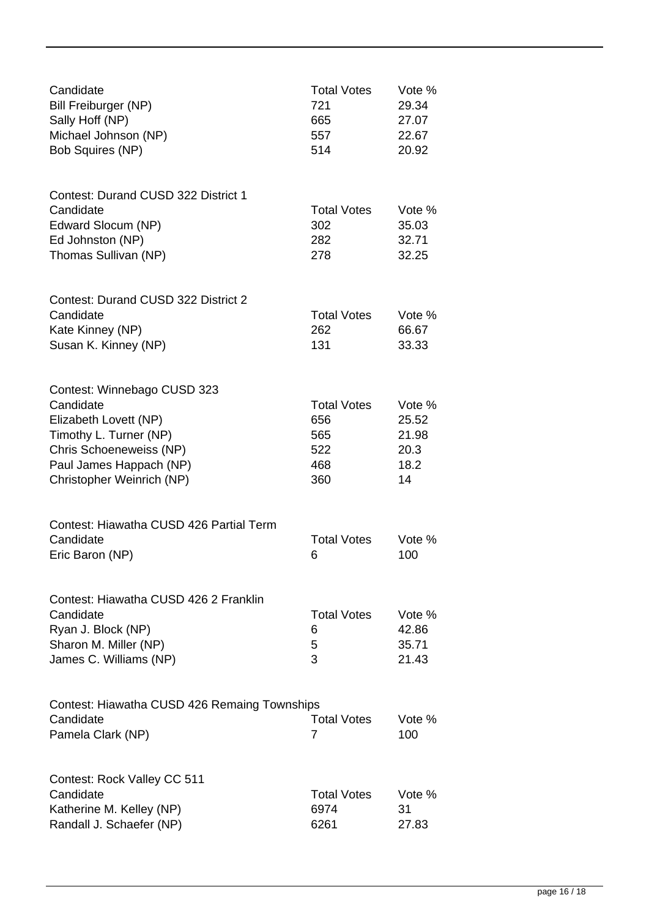| Candidate | Total Votes | Vote % |
| --- | --- | --- |
| Bill Freiburger (NP) | 721 | 29.34 |
| Sally Hoff (NP) | 665 | 27.07 |
| Michael Johnson (NP) | 557 | 22.67 |
| Bob Squires (NP) | 514 | 20.92 |

Contest: Durand CUSD 322 District 1

| Candidate | Total Votes | Vote % |
| --- | --- | --- |
| Edward Slocum (NP) | 302 | 35.03 |
| Ed Johnston (NP) | 282 | 32.71 |
| Thomas Sullivan (NP) | 278 | 32.25 |

Contest: Durand CUSD 322 District 2

| Candidate | Total Votes | Vote % |
| --- | --- | --- |
| Kate Kinney (NP) | 262 | 66.67 |
| Susan K. Kinney (NP) | 131 | 33.33 |

Contest: Winnebago CUSD 323

| Candidate | Total Votes | Vote % |
| --- | --- | --- |
| Elizabeth Lovett (NP) | 656 | 25.52 |
| Timothy L. Turner (NP) | 565 | 21.98 |
| Chris Schoeneweiss (NP) | 522 | 20.3 |
| Paul James Happach (NP) | 468 | 18.2 |
| Christopher Weinrich (NP) | 360 | 14 |

Contest: Hiawatha CUSD 426 Partial Term

| Candidate | Total Votes | Vote % |
| --- | --- | --- |
| Eric Baron (NP) | 6 | 100 |

Contest: Hiawatha CUSD 426 2 Franklin

| Candidate | Total Votes | Vote % |
| --- | --- | --- |
| Ryan J. Block (NP) | 6 | 42.86 |
| Sharon M. Miller (NP) | 5 | 35.71 |
| James C. Williams (NP) | 3 | 21.43 |

Contest: Hiawatha CUSD 426 Remaing Townships

| Candidate | Total Votes | Vote % |
| --- | --- | --- |
| Pamela Clark (NP) | 7 | 100 |

Contest: Rock Valley CC 511

| Candidate | Total Votes | Vote % |
| --- | --- | --- |
| Katherine M. Kelley (NP) | 6974 | 31 |
| Randall J. Schaefer (NP) | 6261 | 27.83 |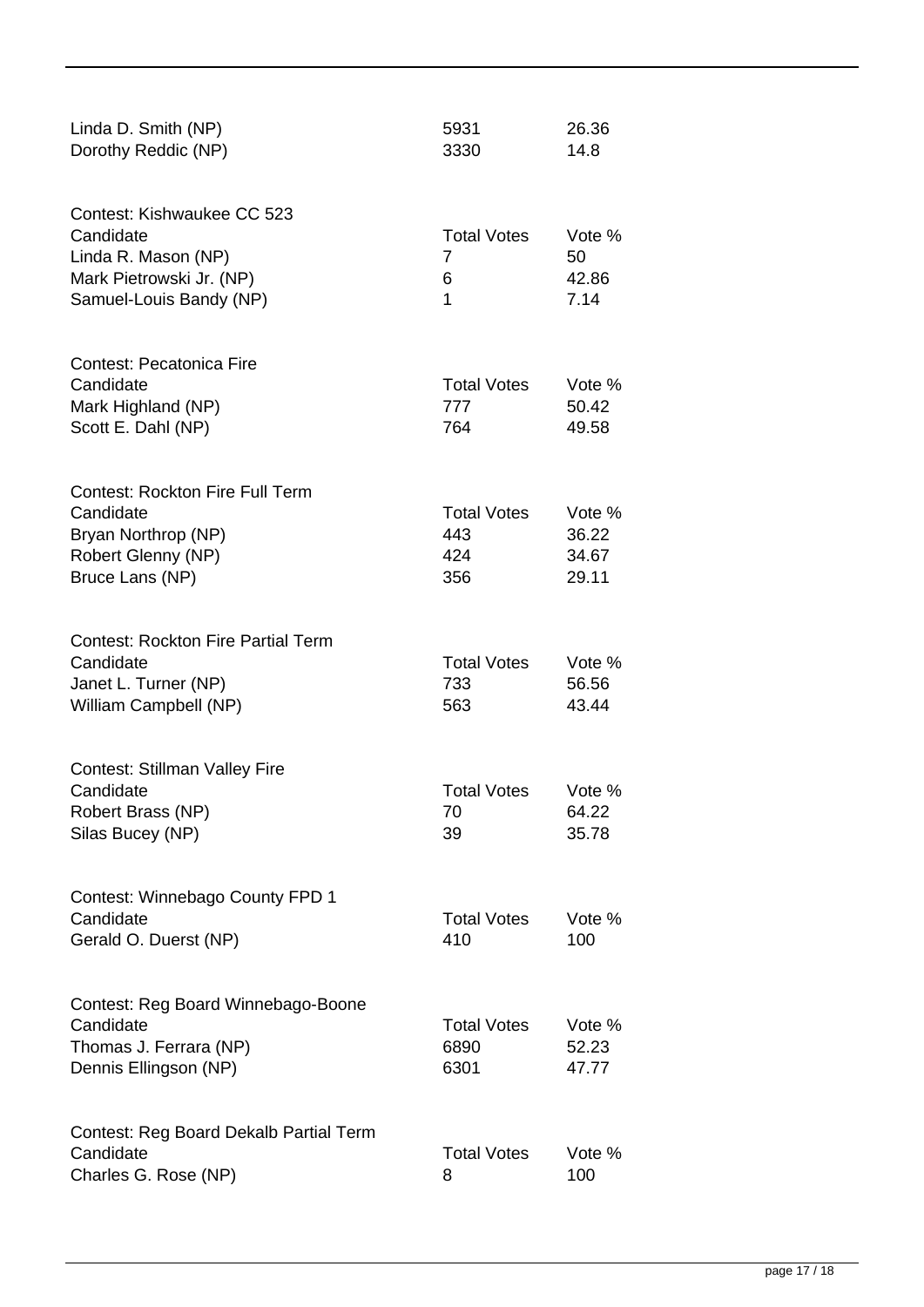| | | |
|---|---|---|
| Linda D. Smith (NP) | 5931 | 26.36 |
| Dorothy Reddic (NP) | 3330 | 14.8 |

Contest: Kishwaukee CC 523

| Candidate | Total Votes | Vote % |
|---|---|---|
| Linda R. Mason (NP) | 7 | 50 |
| Mark Pietrowski Jr. (NP) | 6 | 42.86 |
| Samuel-Louis Bandy (NP) | 1 | 7.14 |

Contest: Pecatonica Fire

| Candidate | Total Votes | Vote % |
|---|---|---|
| Mark Highland (NP) | 777 | 50.42 |
| Scott E. Dahl (NP) | 764 | 49.58 |

Contest: Rockton Fire Full Term

| Candidate | Total Votes | Vote % |
|---|---|---|
| Bryan Northrop (NP) | 443 | 36.22 |
| Robert Glenny (NP) | 424 | 34.67 |
| Bruce Lans (NP) | 356 | 29.11 |

Contest: Rockton Fire Partial Term

| Candidate | Total Votes | Vote % |
|---|---|---|
| Janet L. Turner (NP) | 733 | 56.56 |
| William Campbell (NP) | 563 | 43.44 |

Contest: Stillman Valley Fire

| Candidate | Total Votes | Vote % |
|---|---|---|
| Robert Brass (NP) | 70 | 64.22 |
| Silas Bucey (NP) | 39 | 35.78 |

Contest: Winnebago County FPD 1

| Candidate | Total Votes | Vote % |
|---|---|---|
| Gerald O. Duerst (NP) | 410 | 100 |

Contest: Reg Board Winnebago-Boone

| Candidate | Total Votes | Vote % |
|---|---|---|
| Thomas J. Ferrara (NP) | 6890 | 52.23 |
| Dennis Ellingson (NP) | 6301 | 47.77 |

Contest: Reg Board Dekalb Partial Term

| Candidate | Total Votes | Vote % |
|---|---|---|
| Charles G. Rose (NP) | 8 | 100 |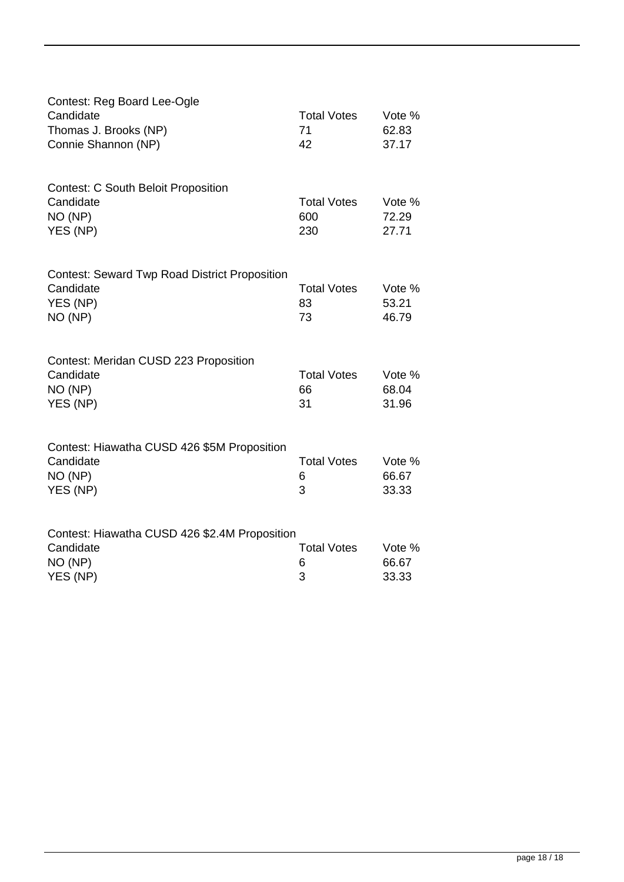Contest: Reg Board Lee-Ogle

| Candidate | Total Votes | Vote % |
|---|---|---|
| Thomas J. Brooks (NP) | 71 | 62.83 |
| Connie Shannon (NP) | 42 | 37.17 |

Contest: C South Beloit Proposition

| Candidate | Total Votes | Vote % |
|---|---|---|
| NO (NP) | 600 | 72.29 |
| YES (NP) | 230 | 27.71 |

Contest: Seward Twp Road District Proposition

| Candidate | Total Votes | Vote % |
|---|---|---|
| YES (NP) | 83 | 53.21 |
| NO (NP) | 73 | 46.79 |

Contest: Meridan CUSD 223 Proposition

| Candidate | Total Votes | Vote % |
|---|---|---|
| NO (NP) | 66 | 68.04 |
| YES (NP) | 31 | 31.96 |

Contest: Hiawatha CUSD 426 $5M Proposition

| Candidate | Total Votes | Vote % |
|---|---|---|
| NO (NP) | 6 | 66.67 |
| YES (NP) | 3 | 33.33 |

Contest: Hiawatha CUSD 426 $2.4M Proposition

| Candidate | Total Votes | Vote % |
|---|---|---|
| NO (NP) | 6 | 66.67 |
| YES (NP) | 3 | 33.33 |